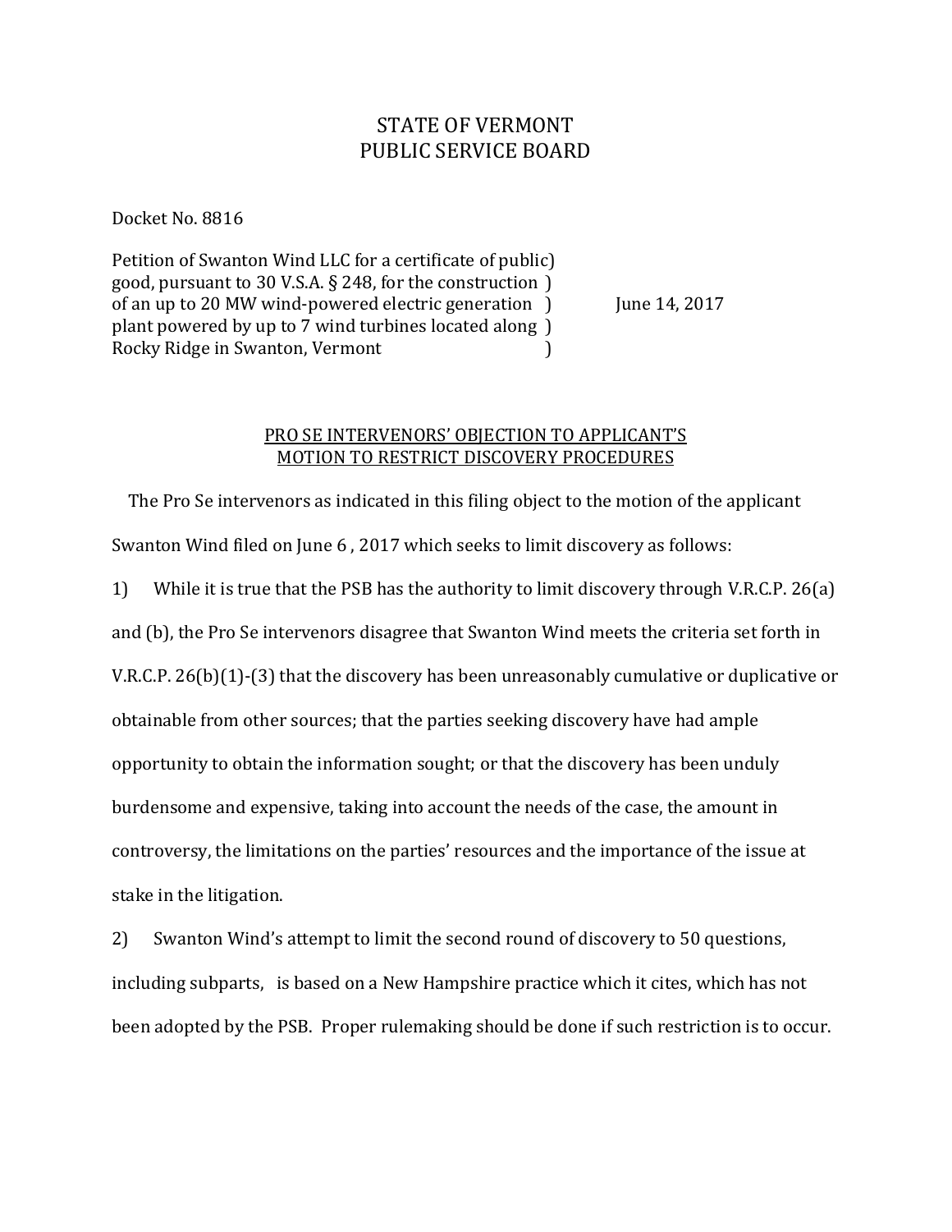# STATE OF VERMONT
# PUBLIC SERVICE BOARD

Docket No. 8816

Petition of Swanton Wind LLC for a certificate of public)
good, pursuant to 30 V.S.A. § 248, for the construction )
of an up to 20 MW wind-powered electric generation ) June 14, 2017
plant powered by up to 7 wind turbines located along )
Rocky Ridge in Swanton, Vermont )

## PRO SE INTERVENORS' OBJECTION TO APPLICANT'S MOTION TO RESTRICT DISCOVERY PROCEDURES

The Pro Se intervenors as indicated in this filing object to the motion of the applicant Swanton Wind filed on June 6 , 2017 which seeks to limit discovery as follows:

1) While it is true that the PSB has the authority to limit discovery through V.R.C.P. 26(a) and (b), the Pro Se intervenors disagree that Swanton Wind meets the criteria set forth in V.R.C.P. 26(b)(1)-(3) that the discovery has been unreasonably cumulative or duplicative or obtainable from other sources; that the parties seeking discovery have had ample opportunity to obtain the information sought; or that the discovery has been unduly burdensome and expensive, taking into account the needs of the case, the amount in controversy, the limitations on the parties' resources and the importance of the issue at stake in the litigation.

2) Swanton Wind's attempt to limit the second round of discovery to 50 questions, including subparts, is based on a New Hampshire practice which it cites, which has not been adopted by the PSB. Proper rulemaking should be done if such restriction is to occur.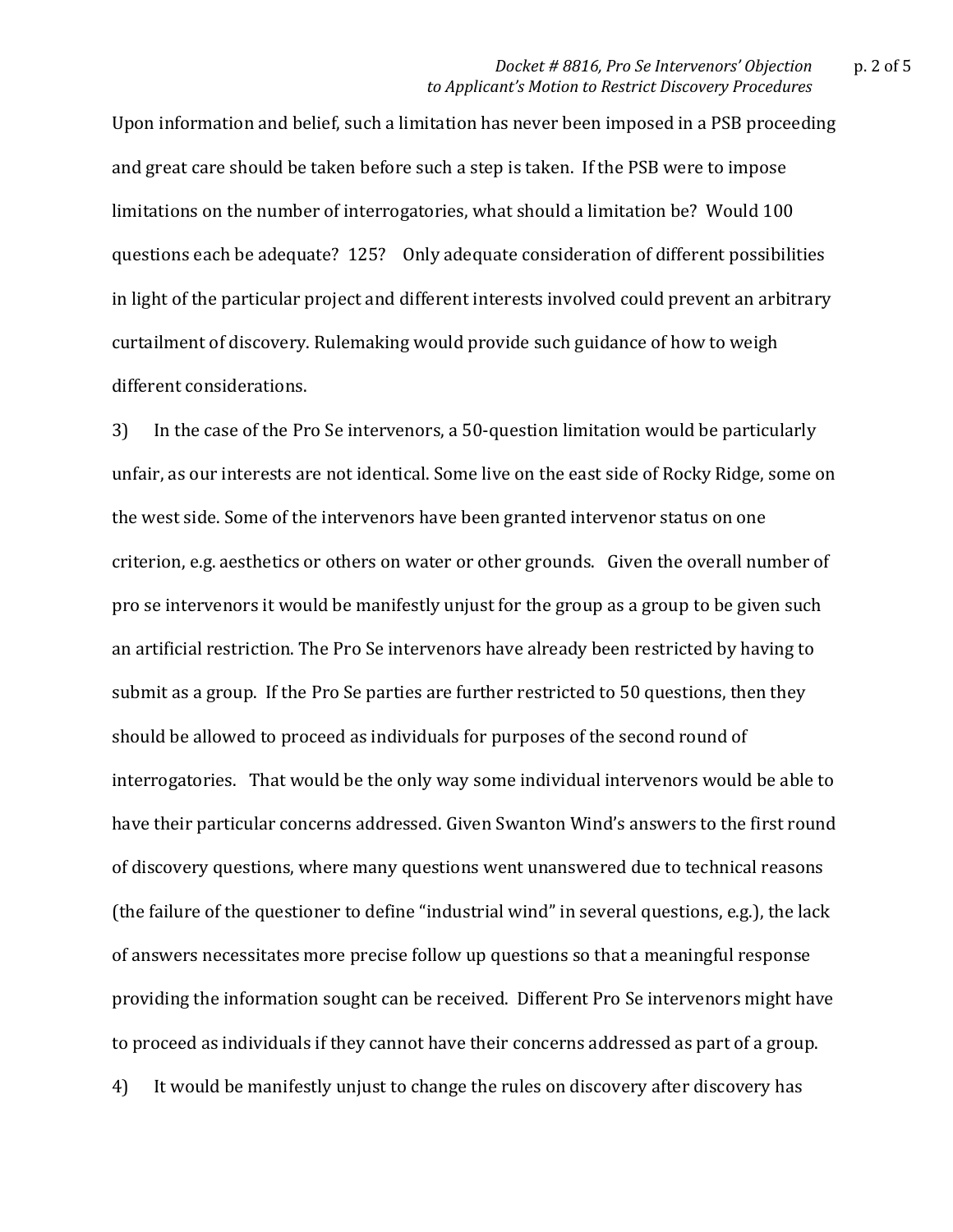Upon information and belief, such a limitation has never been imposed in a PSB proceeding and great care should be taken before such a step is taken. If the PSB were to impose limitations on the number of interrogatories, what should a limitation be? Would 100 questions each be adequate? 125? Only adequate consideration of different possibilities in light of the particular project and different interests involved could prevent an arbitrary curtailment of discovery. Rulemaking would provide such guidance of how to weigh different considerations.

3) In the case of the Pro Se intervenors, a 50-question limitation would be particularly unfair, as our interests are not identical. Some live on the east side of Rocky Ridge, some on the west side. Some of the intervenors have been granted intervenor status on one criterion, e.g. aesthetics or others on water or other grounds. Given the overall number of pro se intervenors it would be manifestly unjust for the group as a group to be given such an artificial restriction. The Pro Se intervenors have already been restricted by having to submit as a group. If the Pro Se parties are further restricted to 50 questions, then they should be allowed to proceed as individuals for purposes of the second round of interrogatories. That would be the only way some individual intervenors would be able to have their particular concerns addressed. Given Swanton Wind's answers to the first round of discovery questions, where many questions went unanswered due to technical reasons (the failure of the questioner to define "industrial wind" in several questions, e.g.), the lack of answers necessitates more precise follow up questions so that a meaningful response providing the information sought can be received. Different Pro Se intervenors might have to proceed as individuals if they cannot have their concerns addressed as part of a group.

4) It would be manifestly unjust to change the rules on discovery after discovery has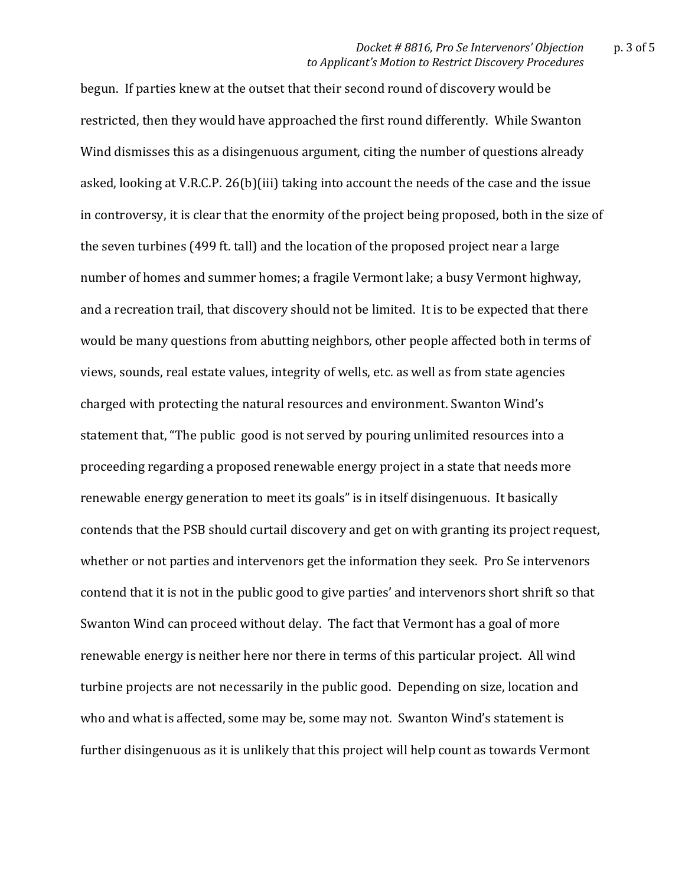begun. If parties knew at the outset that their second round of discovery would be restricted, then they would have approached the first round differently. While Swanton Wind dismisses this as a disingenuous argument, citing the number of questions already asked, looking at V.R.C.P. 26(b)(iii) taking into account the needs of the case and the issue in controversy, it is clear that the enormity of the project being proposed, both in the size of the seven turbines (499 ft. tall) and the location of the proposed project near a large number of homes and summer homes; a fragile Vermont lake; a busy Vermont highway, and a recreation trail, that discovery should not be limited. It is to be expected that there would be many questions from abutting neighbors, other people affected both in terms of views, sounds, real estate values, integrity of wells, etc. as well as from state agencies charged with protecting the natural resources and environment. Swanton Wind's statement that, "The public good is not served by pouring unlimited resources into a proceeding regarding a proposed renewable energy project in a state that needs more renewable energy generation to meet its goals" is in itself disingenuous. It basically contends that the PSB should curtail discovery and get on with granting its project request, whether or not parties and intervenors get the information they seek. Pro Se intervenors contend that it is not in the public good to give parties' and intervenors short shrift so that Swanton Wind can proceed without delay. The fact that Vermont has a goal of more renewable energy is neither here nor there in terms of this particular project. All wind turbine projects are not necessarily in the public good. Depending on size, location and who and what is affected, some may be, some may not. Swanton Wind's statement is further disingenuous as it is unlikely that this project will help count as towards Vermont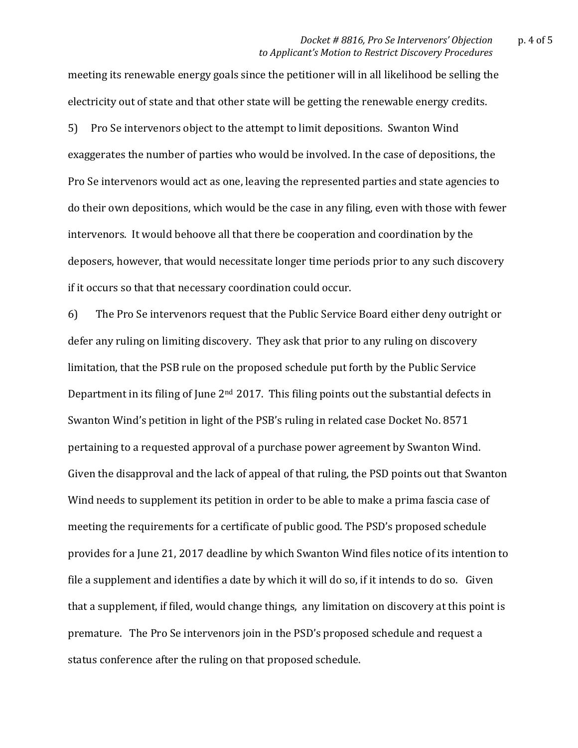meeting its renewable energy goals since the petitioner will in all likelihood be selling the electricity out of state and that other state will be getting the renewable energy credits.

5) Pro Se intervenors object to the attempt to limit depositions. Swanton Wind exaggerates the number of parties who would be involved. In the case of depositions, the Pro Se intervenors would act as one, leaving the represented parties and state agencies to do their own depositions, which would be the case in any filing, even with those with fewer intervenors. It would behoove all that there be cooperation and coordination by the deposers, however, that would necessitate longer time periods prior to any such discovery if it occurs so that that necessary coordination could occur.

6) The Pro Se intervenors request that the Public Service Board either deny outright or defer any ruling on limiting discovery. They ask that prior to any ruling on discovery limitation, that the PSB rule on the proposed schedule put forth by the Public Service Department in its filing of June 2nd 2017. This filing points out the substantial defects in Swanton Wind's petition in light of the PSB's ruling in related case Docket No. 8571 pertaining to a requested approval of a purchase power agreement by Swanton Wind. Given the disapproval and the lack of appeal of that ruling, the PSD points out that Swanton Wind needs to supplement its petition in order to be able to make a prima fascia case of meeting the requirements for a certificate of public good. The PSD's proposed schedule provides for a June 21, 2017 deadline by which Swanton Wind files notice of its intention to file a supplement and identifies a date by which it will do so, if it intends to do so. Given that a supplement, if filed, would change things, any limitation on discovery at this point is premature. The Pro Se intervenors join in the PSD's proposed schedule and request a status conference after the ruling on that proposed schedule.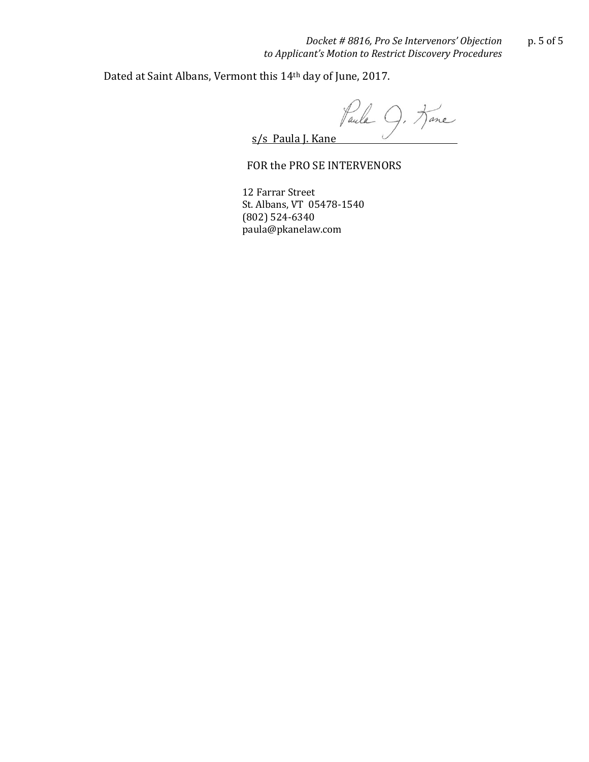Dated at Saint Albans, Vermont this 14th day of June, 2017.

s/s Paula J. Kane

FOR the PRO SE INTERVENORS

12 Farrar Street  
St. Albans, VT 05478-1540  
(802) 524-6340  
paula@pkanelaw.com